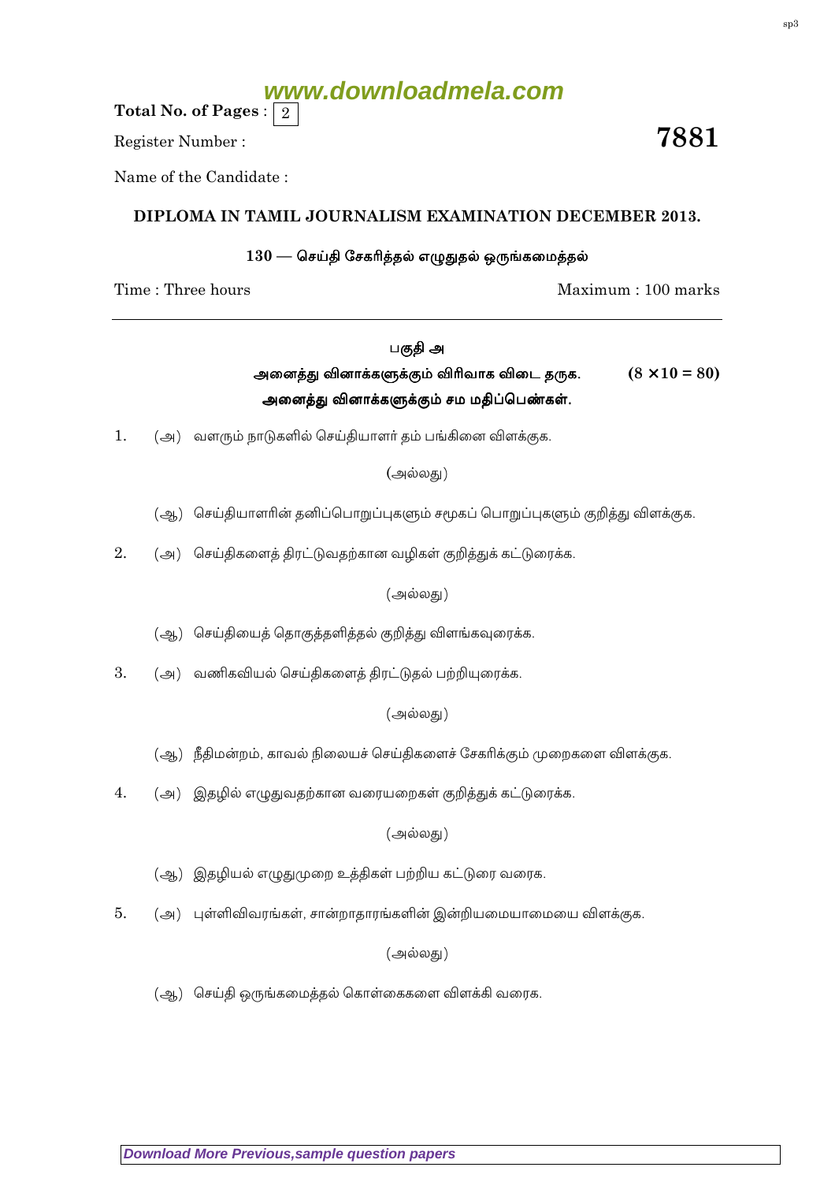www.downloadmela.com

**Total No. of Pages :** 2

Register Number :

**7881**

Name of the Candidate :

## DIPLOMA IN TAMIL JOURNALISM EXAMINATION DECEMBER 2013.

### 130 — செய்தி சேகரித்தல் எழுதுதல் ஒருங்கமைத்தல்

Time : Three hours | Maximum : 100 marks

---

**பகுதி அ**

**அனைத்து வினாக்களுக்கும் விரிவாக விடை தருக.** **$(8 \times 10 = 80)$**

**அனைத்து வினாக்களுக்கும் சம மதிப்பெண்கள்.**

1. (அ) வளரும் நாடுகளில் செய்தியாளர் தம் பங்கினை விளக்குக.

   (அல்லது)

   (ஆ) செய்தியாளரின் தனிப்பொறுப்புகளும் சமூகப் பொறுப்புகளும் குறித்து விளக்குக.

2. (அ) செய்திகளைத் திரட்டுவதற்கான வழிகள் குறித்துக் கட்டுரைக்க.

   (அல்லது)

   (ஆ) செய்தியைத் தொகுத்தளித்தல் குறித்து விளங்கவுரைக்க.

3. (அ) வணிகவியல் செய்திகளைத் திரட்டுதல் பற்றியுரைக்க.

   (அல்லது)

   (ஆ) நீதிமன்றம், காவல் நிலையச் செய்திகளைச் சேகரிக்கும் முறைகளை விளக்குக.

4. (அ) இதழில் எழுதுவதற்கான வரையறைகள் குறித்துக் கட்டுரைக்க.

   (அல்லது)

   (ஆ) இதழியல் எழுதுமுறை உத்திகள் பற்றிய கட்டுரை வரைக.

5. (அ) புள்ளிவிவரங்கள், சான்றாதாரங்களின் இன்றியமையாமையை விளக்குக.

   (அல்லது)

   (ஆ) செய்தி ஒருங்கமைத்தல் கொள்கைகளை விளக்கி வரைக.

Download More Previous,sample question papers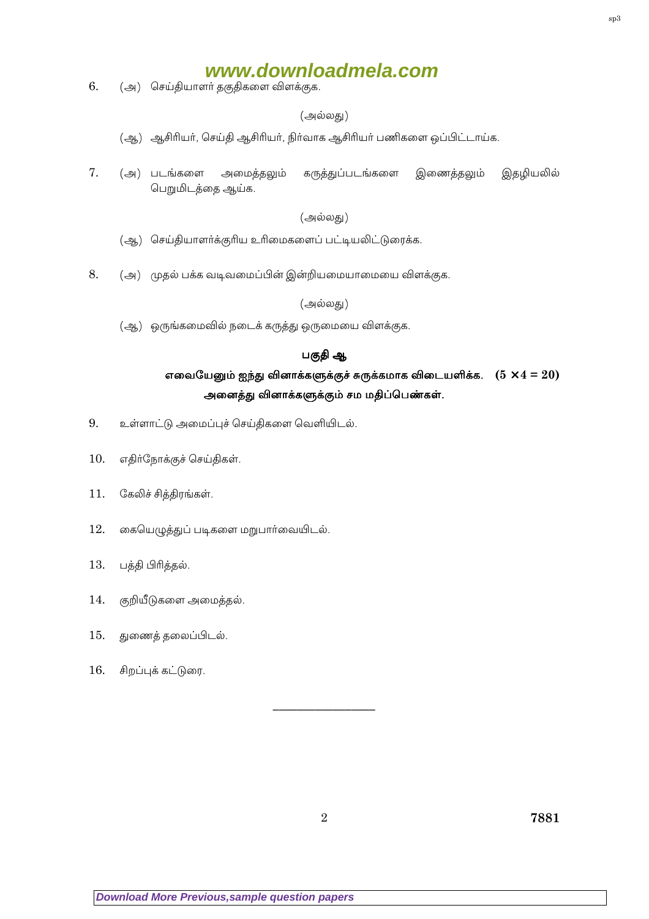6. (அ) செய்தியாளர் தகுதிகளை விளக்குக.

(அல்லது)

(ஆ) ஆசிரியர், செய்தி ஆசிரியர், நிர்வாக ஆசிரியர் பணிகளை ஒப்பிட்டாய்க.

7. (அ) படங்களை அமைத்தலும் கருத்துப்படங்களை இணைத்தலும் இதழியலில் பெறுமிடத்தை ஆய்க.

(அல்லது)

(ஆ) செய்தியாளர்க்குரிய உரிமைகளைப் பட்டியலிட்டுரைக்க.

8. (அ) முதல் பக்க வடிவமைப்பின் இன்றியமையாமையை விளக்குக.

(அல்லது)

(ஆ) ஒருங்கமைவில் நடைக் கருத்து ஒருமையை விளக்குக.

## பகுதி ஆ

**எவையேனும் ஐந்து வினாக்களுக்குச் சுருக்கமாக விடையளிக்க. $(5 \times 4 = 20)$**

**அனைத்து வினாக்களுக்கும் சம மதிப்பெண்கள்.**

9. உள்ளாட்டு அமைப்புச் செய்திகளை வெளியிடல்.

10. எதிர்நோக்குச் செய்திகள்.

11. கேலிச் சித்திரங்கள்.

12. கையெழுத்துப் படிகளை மறுபார்வையிடல்.

13. பத்தி பிரித்தல்.

14. குறியீடுகளை அமைத்தல்.

15. துணைத் தலைப்பிடல்.

16. சிறப்புக் கட்டுரை.

———————